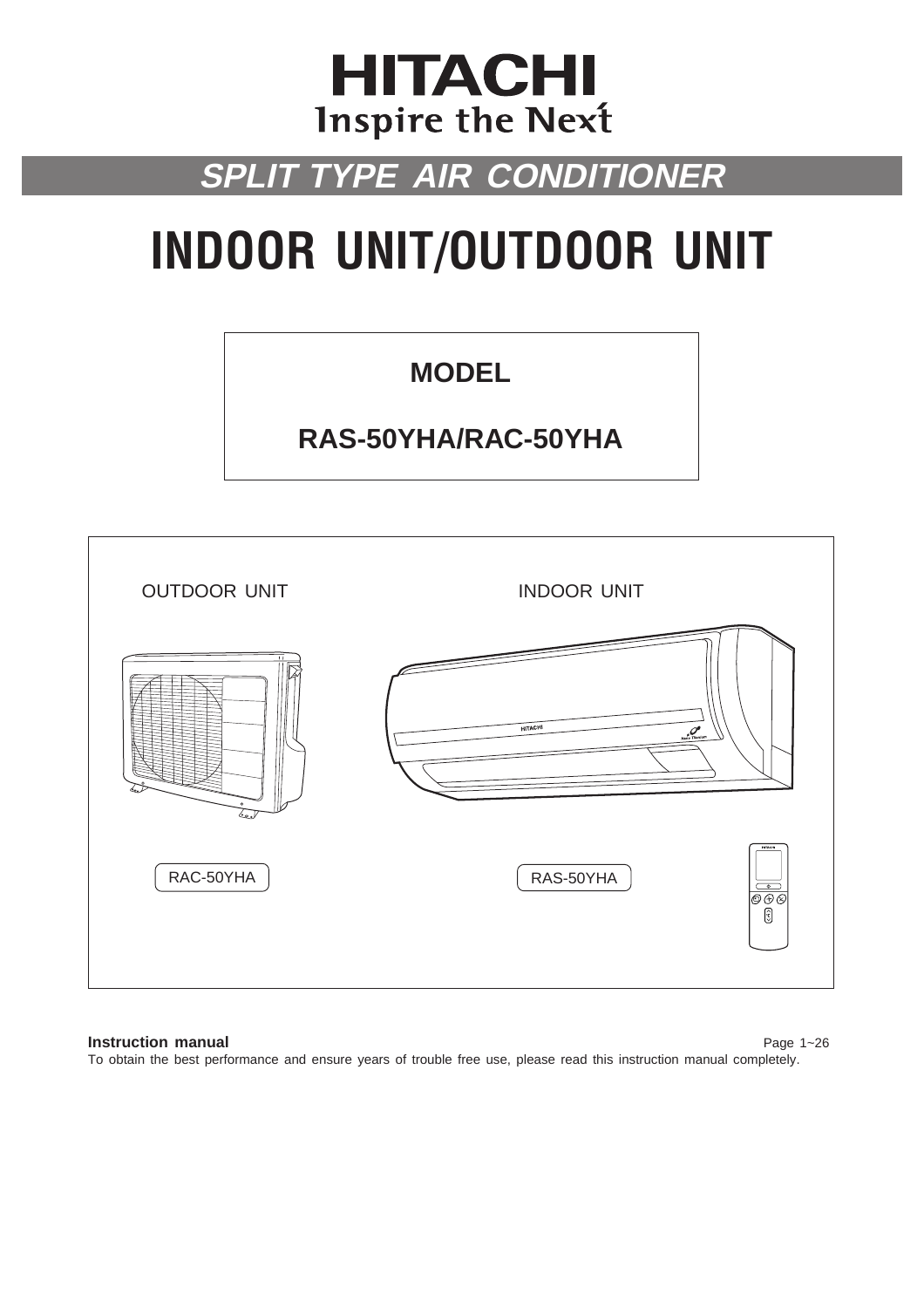# HITACHI
Inspire the Next

## SPLIT TYPE AIR CONDITIONER

# INDOOR UNIT/OUTDOOR UNIT

**MODEL**

**RAS-50YHA/RAC-50YHA**

OUTDOOR UNIT

INDOOR UNIT

RAC-50YHA

RAS-50YHA

**Instruction manual** Page 1~26

To obtain the best performance and ensure years of trouble free use, please read this instruction manual completely.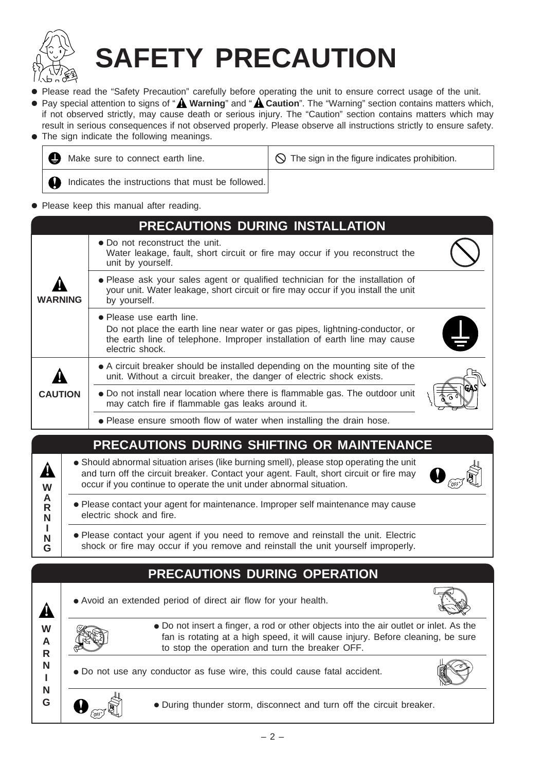# SAFETY PRECAUTION

- Please read the "Safety Precaution" carefully before operating the unit to ensure correct usage of the unit.
- Pay special attention to signs of "**Warning**" and "**Caution**". The "Warning" section contains matters which, if not observed strictly, may cause death or serious injury. The "Caution" section contains matters which may result in serious consequences if not observed properly. Please observe all instructions strictly to ensure safety.
- The sign indicate the following meanings.

| | |
|---|---|
| Make sure to connect earth line. | The sign in the figure indicates prohibition. |
| Indicates the instructions that must be followed. | |

- Please keep this manual after reading.

## PRECAUTIONS DURING INSTALLATION

| | |
|---|---|
| **WARNING** | • Do not reconstruct the unit. Water leakage, fault, short circuit or fire may occur if you reconstruct the unit by yourself. |
| | • Please ask your sales agent or qualified technician for the installation of your unit. Water leakage, short circuit or fire may occur if you install the unit by yourself. |
| | • Please use earth line. Do not place the earth line near water or gas pipes, lightning-conductor, or the earth line of telephone. Improper installation of earth line may cause electric shock. |
| **CAUTION** | • A circuit breaker should be installed depending on the mounting site of the unit. Without a circuit breaker, the danger of electric shock exists. |
| | • Do not install near location where there is flammable gas. The outdoor unit may catch fire if flammable gas leaks around it. |
| | • Please ensure smooth flow of water when installing the drain hose. |

## PRECAUTIONS DURING SHIFTING OR MAINTENANCE

| | |
|---|---|
| **WARNING** | • Should abnormal situation arises (like burning smell), please stop operating the unit and turn off the circuit breaker. Contact your agent. Fault, short circuit or fire may occur if you continue to operate the unit under abnormal situation. |
| | • Please contact your agent for maintenance. Improper self maintenance may cause electric shock and fire. |
| | • Please contact your agent if you need to remove and reinstall the unit. Electric shock or fire may occur if you remove and reinstall the unit yourself improperly. |

## PRECAUTIONS DURING OPERATION

| | |
|---|---|
| **WARNING** | • Avoid an extended period of direct air flow for your health. |
| | • Do not insert a finger, a rod or other objects into the air outlet or inlet. As the fan is rotating at a high speed, it will cause injury. Before cleaning, be sure to stop the operation and turn the breaker OFF. |
| | • Do not use any conductor as fuse wire, this could cause fatal accident. |
| | • During thunder storm, disconnect and turn off the circuit breaker. |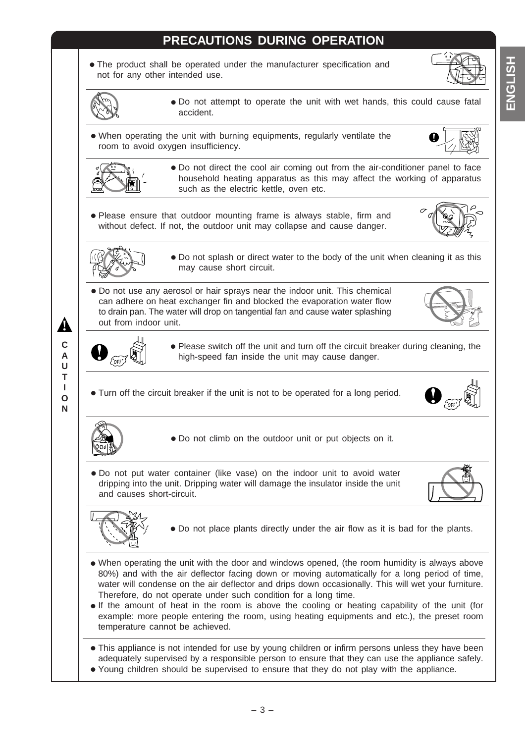## PRECAUTIONS DURING OPERATION

**CAUTION**

- The product shall be operated under the manufacturer specification and not for any other intended use.
- Do not attempt to operate the unit with wet hands, this could cause fatal accident.
- When operating the unit with burning equipments, regularly ventilate the room to avoid oxygen insufficiency.
- Do not direct the cool air coming out from the air-conditioner panel to face household heating apparatus as this may affect the working of apparatus such as the electric kettle, oven etc.
- Please ensure that outdoor mounting frame is always stable, firm and without defect. If not, the outdoor unit may collapse and cause danger.
- Do not splash or direct water to the body of the unit when cleaning it as this may cause short circuit.
- Do not use any aerosol or hair sprays near the indoor unit. This chemical can adhere on heat exchanger fin and blocked the evaporation water flow to drain pan. The water will drop on tangential fan and cause water splashing out from indoor unit.
- Please switch off the unit and turn off the circuit breaker during cleaning, the high-speed fan inside the unit may cause danger.
- Turn off the circuit breaker if the unit is not to be operated for a long period.
- Do not climb on the outdoor unit or put objects on it.
- Do not put water container (like vase) on the indoor unit to avoid water dripping into the unit. Dripping water will damage the insulator inside the unit and causes short-circuit.
- Do not place plants directly under the air flow as it is bad for the plants.

- When operating the unit with the door and windows opened, (the room humidity is always above 80%) and with the air deflector facing down or moving automatically for a long period of time, water will condense on the air deflector and drips down occasionally. This will wet your furniture. Therefore, do not operate under such condition for a long time.
- If the amount of heat in the room is above the cooling or heating capability of the unit (for example: more people entering the room, using heating equipments and etc.), the preset room temperature cannot be achieved.

- This appliance is not intended for use by young children or infirm persons unless they have been adequately supervised by a responsible person to ensure that they can use the appliance safely.
- Young children should be supervised to ensure that they do not play with the appliance.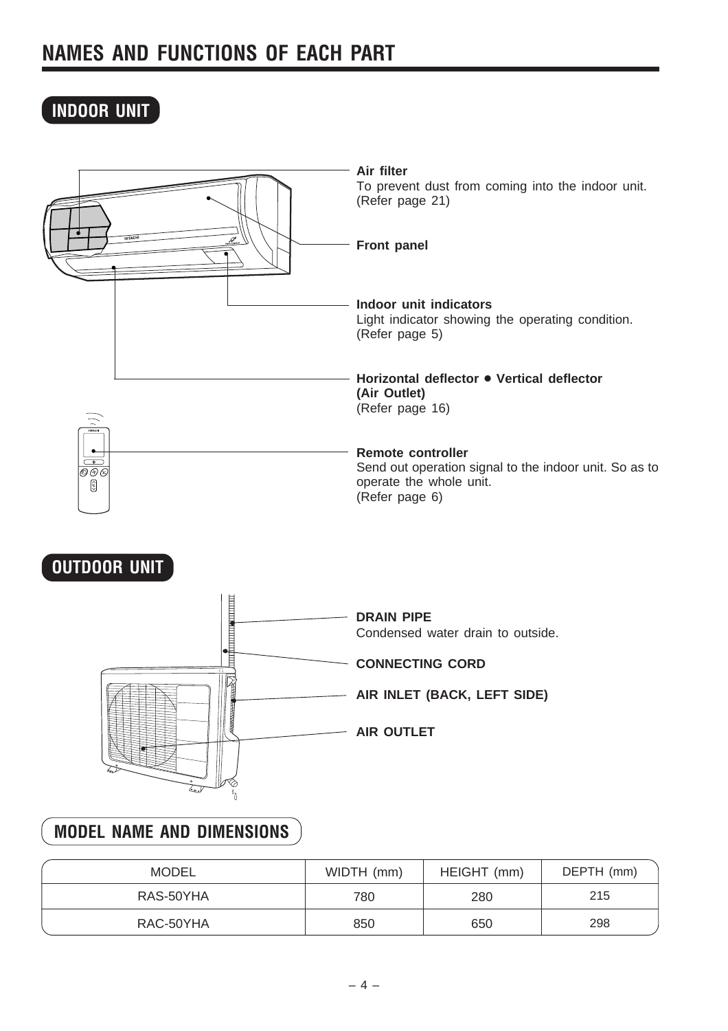# NAMES AND FUNCTIONS OF EACH PART

## INDOOR UNIT

**Air filter**
To prevent dust from coming into the indoor unit.
(Refer page 21)

**Front panel**

**Indoor unit indicators**
Light indicator showing the operating condition.
(Refer page 5)

**Horizontal deflector • Vertical deflector (Air Outlet)**
(Refer page 16)

**Remote controller**
Send out operation signal to the indoor unit. So as to operate the whole unit.
(Refer page 6)

## OUTDOOR UNIT

**DRAIN PIPE**
Condensed water drain to outside.

**CONNECTING CORD**

**AIR INLET (BACK, LEFT SIDE)**

**AIR OUTLET**

## MODEL NAME AND DIMENSIONS

| MODEL | WIDTH (mm) | HEIGHT (mm) | DEPTH (mm) |
|---|---|---|---|
| RAS-50YHA | 780 | 280 | 215 |
| RAC-50YHA | 850 | 650 | 298 |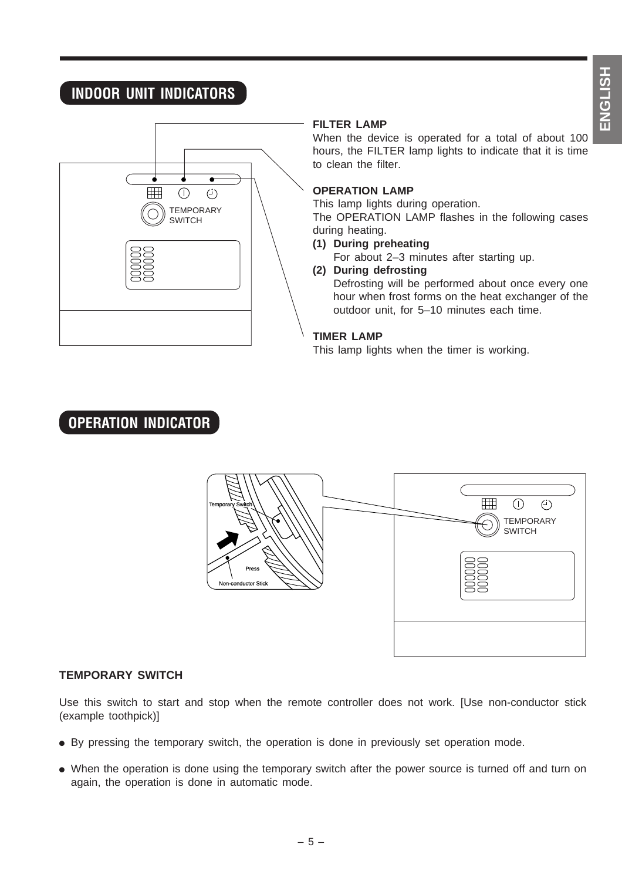## INDOOR UNIT INDICATORS

**FILTER LAMP**

When the device is operated for a total of about 100 hours, the FILTER lamp lights to indicate that it is time to clean the filter.

**OPERATION LAMP**

This lamp lights during operation.

The OPERATION LAMP flashes in the following cases during heating.

**(1) During preheating**

For about 2–3 minutes after starting up.

**(2) During defrosting**

Defrosting will be performed about once every one hour when frost forms on the heat exchanger of the outdoor unit, for 5–10 minutes each time.

**TIMER LAMP**

This lamp lights when the timer is working.

## OPERATION INDICATOR

**TEMPORARY SWITCH**

Use this switch to start and stop when the remote controller does not work. [Use non-conductor stick (example toothpick)]

- By pressing the temporary switch, the operation is done in previously set operation mode.
- When the operation is done using the temporary switch after the power source is turned off and turn on again, the operation is done in automatic mode.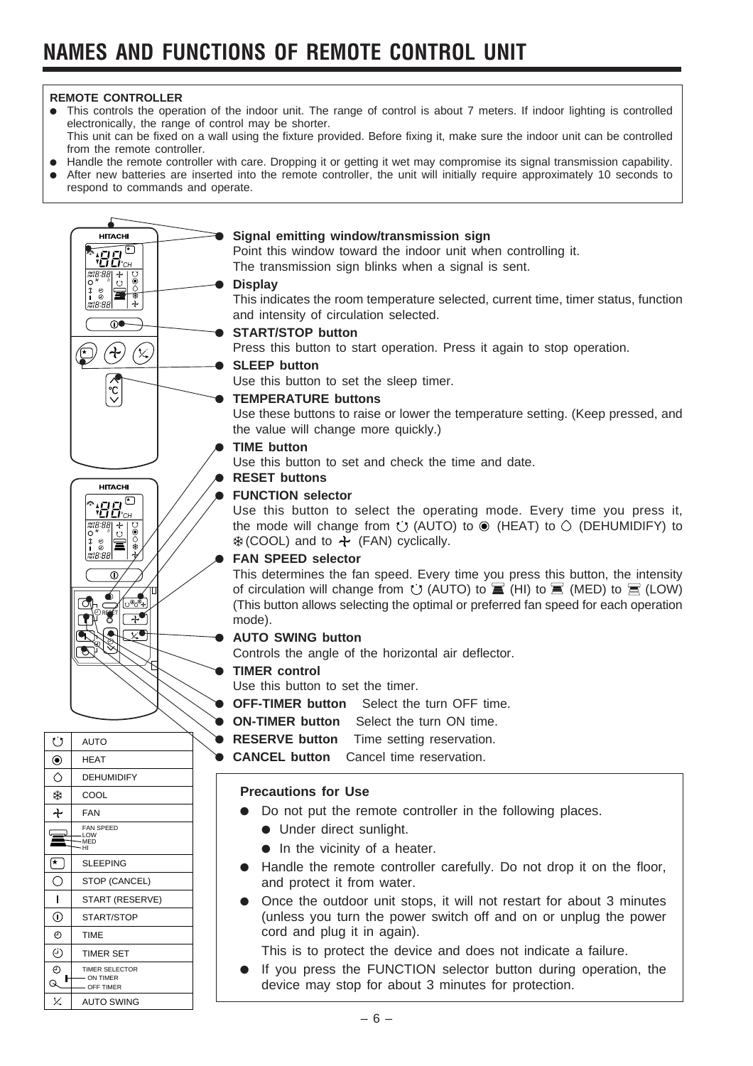# NAMES AND FUNCTIONS OF REMOTE CONTROL UNIT

**REMOTE CONTROLLER**

- This controls the operation of the indoor unit. The range of control is about 7 meters. If indoor lighting is controlled electronically, the range of control may be shorter.
  This unit can be fixed on a wall using the fixture provided. Before fixing it, make sure the indoor unit can be controlled from the remote controller.
- Handle the remote controller with care. Dropping it or getting it wet may compromise its signal transmission capability.
- After new batteries are inserted into the remote controller, the unit will initially require approximately 10 seconds to respond to commands and operate.

- **Signal emitting window/transmission sign**
  Point this window toward the indoor unit when controlling it.
  The transmission sign blinks when a signal is sent.
- **Display**
  This indicates the room temperature selected, current time, timer status, function and intensity of circulation selected.
- **START/STOP button**
  Press this button to start operation. Press it again to stop operation.
- **SLEEP button**
  Use this button to set the sleep timer.
- **TEMPERATURE buttons**
  Use these buttons to raise or lower the temperature setting. (Keep pressed, and the value will change more quickly.)
- **TIME button**
  Use this button to set and check the time and date.
- **RESET buttons**
- **FUNCTION selector**
  Use this button to select the operating mode. Every time you press it, the mode will change from (AUTO) to (HEAT) to (DEHUMIDIFY) to (COOL) and to (FAN) cyclically.
- **FAN SPEED selector**
  This determines the fan speed. Every time you press this button, the intensity of circulation will change from (AUTO) to (HI) to (MED) to (LOW) (This button allows selecting the optimal or preferred fan speed for each operation mode).
- **AUTO SWING button**
  Controls the angle of the horizontal air deflector.
- **TIMER control**
  Use this button to set the timer.
- **OFF-TIMER button** Select the turn OFF time.
- **ON-TIMER button** Select the turn ON time.
- **RESERVE button** Time setting reservation.
- **CANCEL button** Cancel time reservation.

| Symbol | Meaning |
|---|---|
| | AUTO |
| | HEAT |
| | DEHUMIDIFY |
| | COOL |
| | FAN |
| | FAN SPEED (LOW, MED, HI) |
| | SLEEPING |
| | STOP (CANCEL) |
| | START (RESERVE) |
| | START/STOP |
| | TIME |
| | TIMER SET |
| | TIMER SELECTOR (ON TIMER, OFF TIMER) |
| | AUTO SWING |

**Precautions for Use**

- Do not put the remote controller in the following places.
  - Under direct sunlight.
  - In the vicinity of a heater.
- Handle the remote controller carefully. Do not drop it on the floor, and protect it from water.
- Once the outdoor unit stops, it will not restart for about 3 minutes (unless you turn the power switch off and on or unplug the power cord and plug it in again).
  This is to protect the device and does not indicate a failure.
- If you press the FUNCTION selector button during operation, the device may stop for about 3 minutes for protection.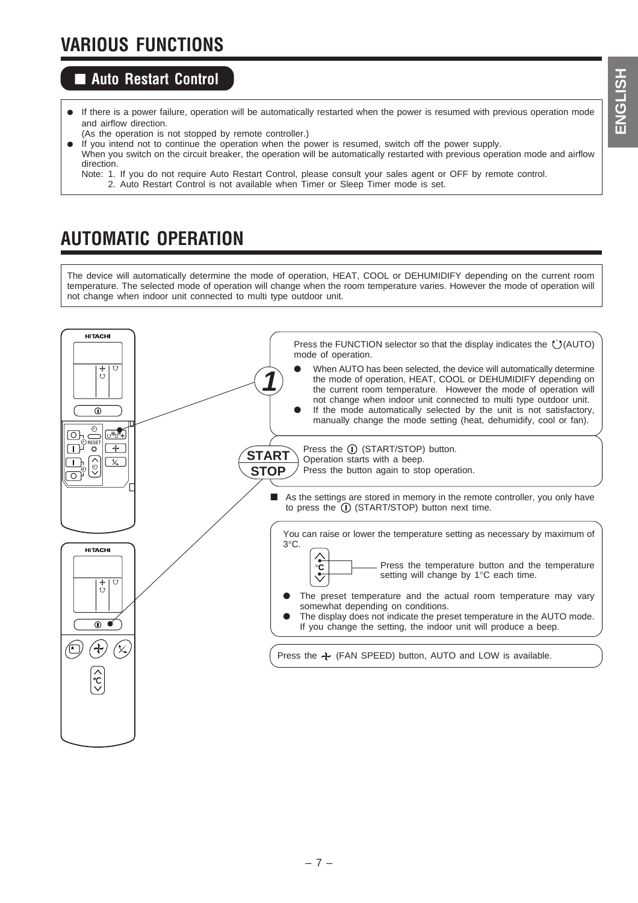# VARIOUS FUNCTIONS

## ■ Auto Restart Control

- If there is a power failure, operation will be automatically restarted when the power is resumed with previous operation mode and airflow direction.
  (As the operation is not stopped by remote controller.)
- If you intend not to continue the operation when the power is resumed, switch off the power supply.
  When you switch on the circuit breaker, the operation will be automatically restarted with previous operation mode and airflow direction.
  Note: 1. If you do not require Auto Restart Control, please consult your sales agent or OFF by remote control.
  2. Auto Restart Control is not available when Timer or Sleep Timer mode is set.

# AUTOMATIC OPERATION

The device will automatically determine the mode of operation, HEAT, COOL or DEHUMIDIFY depending on the current room temperature. The selected mode of operation will change when the room temperature varies. However the mode of operation will not change when indoor unit connected to multi type outdoor unit.

**1**

Press the FUNCTION selector so that the display indicates the (AUTO) mode of operation.

- When AUTO has been selected, the device will automatically determine the mode of operation, HEAT, COOL or DEHUMIDIFY depending on the current room temperature. However the mode of operation will not change when indoor unit connected to multi type outdoor unit.
- If the mode automatically selected by the unit is not satisfactory, manually change the mode setting (heat, dehumidify, cool or fan).

**START STOP**

Press the (START/STOP) button.
Operation starts with a beep.
Press the button again to stop operation.

■ As the settings are stored in memory in the remote controller, you only have to press the (START/STOP) button next time.

You can raise or lower the temperature setting as necessary by maximum of 3°C.

Press the temperature button and the temperature setting will change by 1°C each time.

- The preset temperature and the actual room temperature may vary somewhat depending on conditions.
- The display does not indicate the preset temperature in the AUTO mode. If you change the setting, the indoor unit will produce a beep.

Press the (FAN SPEED) button, AUTO and LOW is available.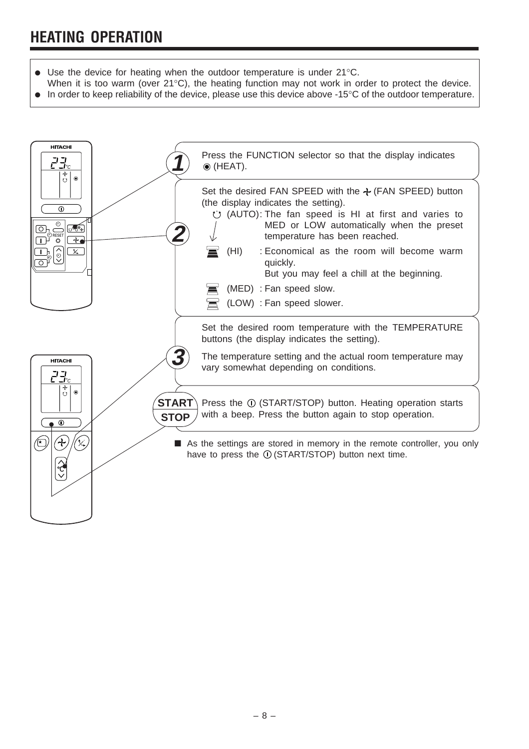# HEATING OPERATION

- Use the device for heating when the outdoor temperature is under 21°C.
  When it is too warm (over 21°C), the heating function may not work in order to protect the device.
- In order to keep reliability of the device, please use this device above -15°C of the outdoor temperature.

**1** Press the FUNCTION selector so that the display indicates ◉ (HEAT).

**2** Set the desired FAN SPEED with the (FAN SPEED) button (the display indicates the setting).

- (AUTO): The fan speed is HI at first and varies to MED or LOW automatically when the preset temperature has been reached.
- (HI) : Economical as the room will become warm quickly. But you may feel a chill at the beginning.
- (MED) : Fan speed slow.
- (LOW) : Fan speed slower.

**3** Set the desired room temperature with the TEMPERATURE buttons (the display indicates the setting).

The temperature setting and the actual room temperature may vary somewhat depending on conditions.

**START/STOP** Press the (START/STOP) button. Heating operation starts with a beep. Press the button again to stop operation.

■ As the settings are stored in memory in the remote controller, you only have to press the (START/STOP) button next time.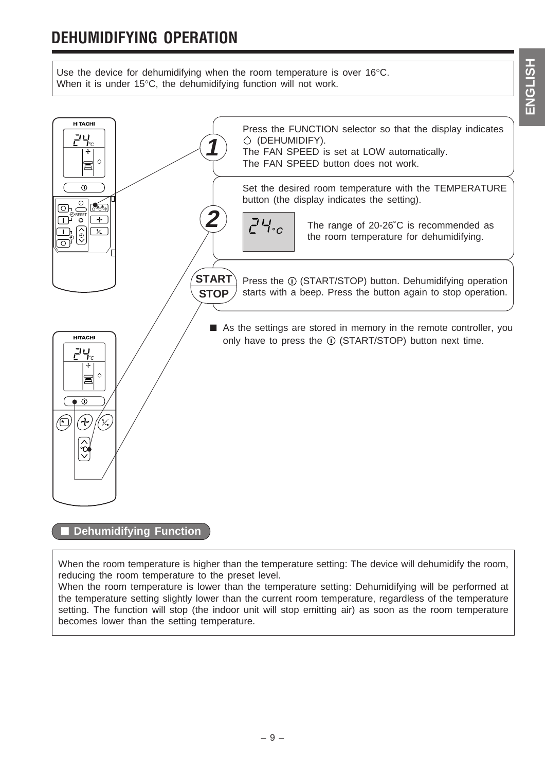# DEHUMIDIFYING OPERATION

Use the device for dehumidifying when the room temperature is over 16°C.
When it is under 15°C, the dehumidifying function will not work.

**1** Press the FUNCTION selector so that the display indicates ○ (DEHUMIDIFY).
The FAN SPEED is set at LOW automatically.
The FAN SPEED button does not work.

**2** Set the desired room temperature with the TEMPERATURE button (the display indicates the setting).

24°C

The range of 20-26˚C is recommended as the room temperature for dehumidifying.

**START STOP** Press the ⓘ (START/STOP) button. Dehumidifying operation starts with a beep. Press the button again to stop operation.

- As the settings are stored in memory in the remote controller, you only have to press the ⓘ (START/STOP) button next time.

## ■ Dehumidifying Function

When the room temperature is higher than the temperature setting: The device will dehumidify the room, reducing the room temperature to the preset level.
When the room temperature is lower than the temperature setting: Dehumidifying will be performed at the temperature setting slightly lower than the current room temperature, regardless of the temperature setting. The function will stop (the indoor unit will stop emitting air) as soon as the room temperature becomes lower than the setting temperature.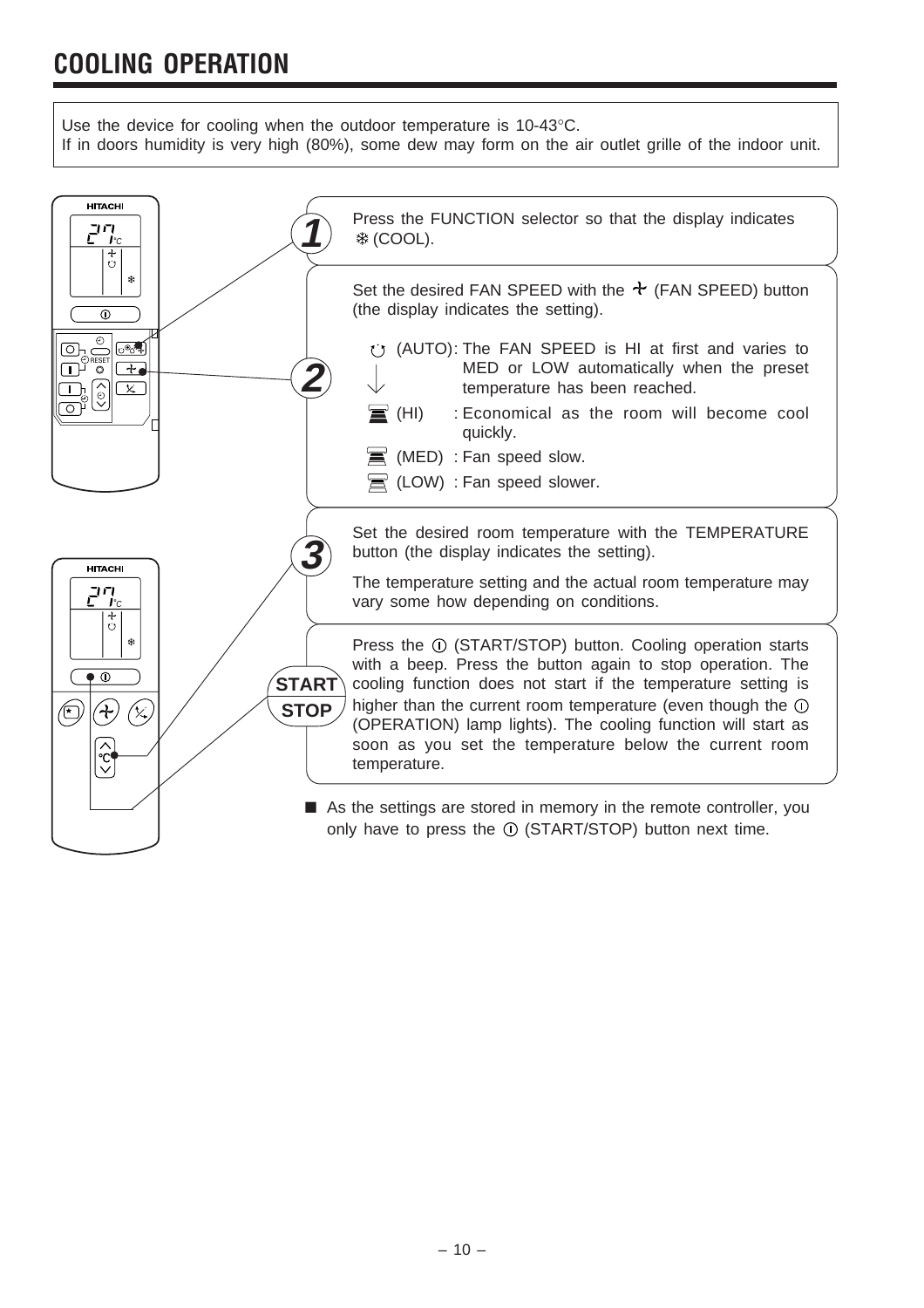# COOLING OPERATION

Use the device for cooling when the outdoor temperature is 10-43°C.
If in doors humidity is very high (80%), some dew may form on the air outlet grille of the indoor unit.

**1** Press the FUNCTION selector so that the display indicates ❄ (COOL).

**2** Set the desired FAN SPEED with the (FAN SPEED) button (the display indicates the setting).

- (AUTO): The FAN SPEED is HI at first and varies to MED or LOW automatically when the preset temperature has been reached.
- (HI) : Economical as the room will become cool quickly.
- (MED) : Fan speed slow.
- (LOW) : Fan speed slower.

**3** Set the desired room temperature with the TEMPERATURE button (the display indicates the setting).

The temperature setting and the actual room temperature may vary some how depending on conditions.

**START STOP** Press the ⓘ (START/STOP) button. Cooling operation starts with a beep. Press the button again to stop operation. The cooling function does not start if the temperature setting is higher than the current room temperature (even though the ⓘ (OPERATION) lamp lights). The cooling function will start as soon as you set the temperature below the current room temperature.

■ As the settings are stored in memory in the remote controller, you only have to press the ⓘ (START/STOP) button next time.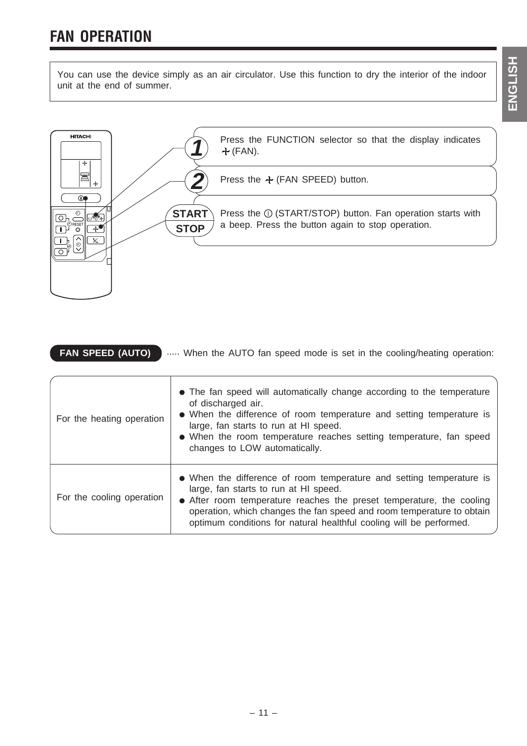# FAN OPERATION

You can use the device simply as an air circulator. Use this function to dry the interior of the indoor unit at the end of summer.

**1** Press the FUNCTION selector so that the display indicates ✢ (FAN).

**2** Press the ✢ (FAN SPEED) button.

**START STOP** Press the ⏻ (START/STOP) button. Fan operation starts with a beep. Press the button again to stop operation.

**FAN SPEED (AUTO)** ····· When the AUTO fan speed mode is set in the cooling/heating operation:

| | |
|---|---|
| For the heating operation | ● The fan speed will automatically change according to the temperature of discharged air.<br>● When the difference of room temperature and setting temperature is large, fan starts to run at HI speed.<br>● When the room temperature reaches setting temperature, fan speed changes to LOW automatically. |
| For the cooling operation | ● When the difference of room temperature and setting temperature is large, fan starts to run at HI speed.<br>● After room temperature reaches the preset temperature, the cooling operation, which changes the fan speed and room temperature to obtain optimum conditions for natural healthful cooling will be performed. |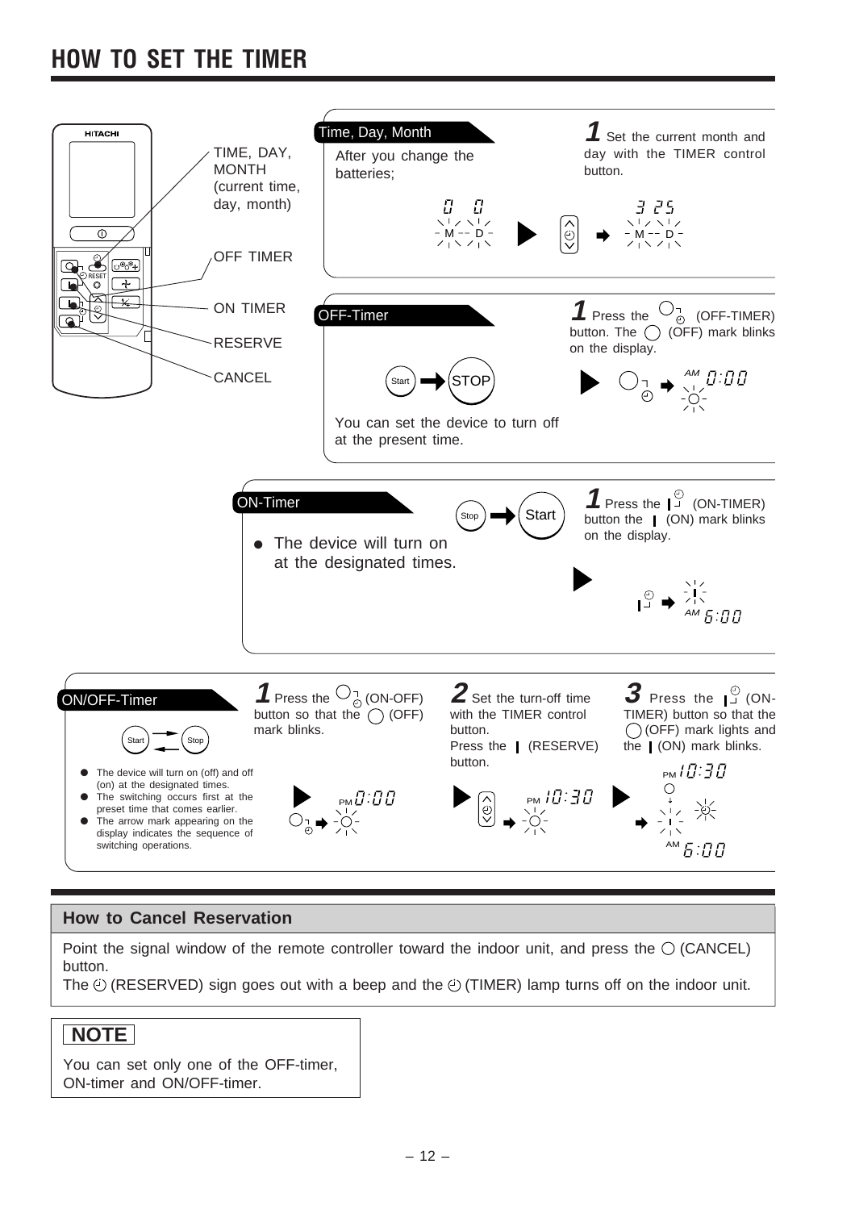# HOW TO SET THE TIMER

HITACHI

- TIME, DAY, MONTH (current time, day, month)
- OFF TIMER
- ON TIMER
- RESERVE
- CANCEL

## Time, Day, Month

After you change the batteries;

**1** Set the current month and day with the TIMER control button.

0 0 M -- D → 3 25 M -- D

## OFF-Timer

Start → STOP

You can set the device to turn off at the present time.

**1** Press the (OFF-TIMER) button. The (OFF) mark blinks on the display.

AM 0:00

## ON-Timer

Stop → Start

- The device will turn on at the designated times.

**1** Press the (ON-TIMER) button the (ON) mark blinks on the display.

AM 6:00

## ON/OFF-Timer

Start ⇄ Stop

- The device will turn on (off) and off (on) at the designated times.
- The switching occurs first at the preset time that comes earlier.
- The arrow mark appearing on the display indicates the sequence of switching operations.

**1** Press the (ON-OFF) button so that the (OFF) mark blinks.

PM 0:00

**2** Set the turn-off time with the TIMER control button.
Press the (RESERVE) button.

PM 10:30

**3** Press the (ON-TIMER) button so that the (OFF) mark lights and the (ON) mark blinks.

PM 10:30
AM 6:00

## How to Cancel Reservation

Point the signal window of the remote controller toward the indoor unit, and press the ○ (CANCEL) button.
The (RESERVED) sign goes out with a beep and the (TIMER) lamp turns off on the indoor unit.

**NOTE**

You can set only one of the OFF-timer, ON-timer and ON/OFF-timer.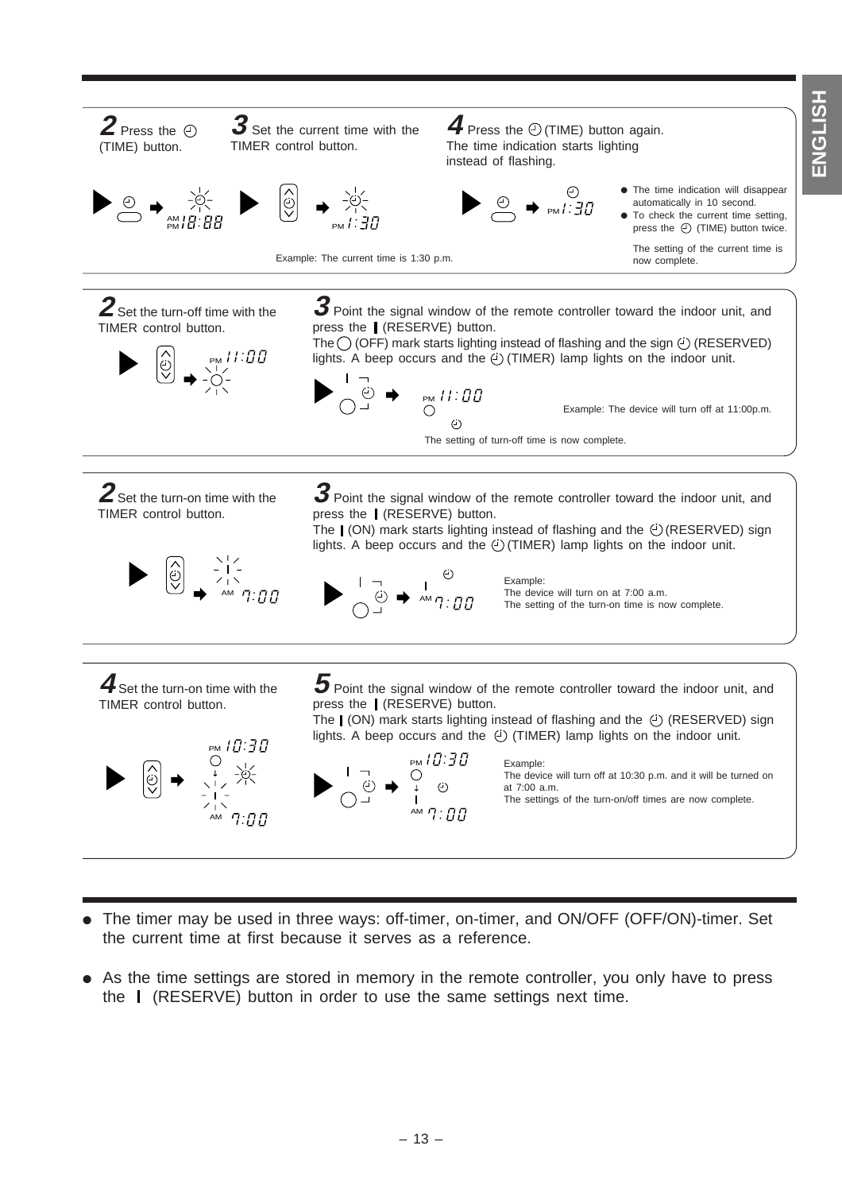**2** Press the (TIME) button.

AM PM 18:88

**3** Set the current time with the TIMER control button.

PM 1:30

**4** Press the (TIME) button again. The time indication starts lighting instead of flashing.

PM 1:30

- The time indication will disappear automatically in 10 second.
- To check the current time setting, press the (TIME) button twice.

The setting of the current time is now complete.

Example: The current time is 1:30 p.m.

---

**2** Set the turn-off time with the TIMER control button.

PM 11:00

**3** Point the signal window of the remote controller toward the indoor unit, and press the | (RESERVE) button.
The ◯ (OFF) mark starts lighting instead of flashing and the sign (RESERVED) lights. A beep occurs and the (TIMER) lamp lights on the indoor unit.

PM 11:00

Example: The device will turn off at 11:00p.m.

The setting of turn-off time is now complete.

---

**2** Set the turn-on time with the TIMER control button.

AM 7:00

**3** Point the signal window of the remote controller toward the indoor unit, and press the | (RESERVE) button.
The | (ON) mark starts lighting instead of flashing and the (RESERVED) sign lights. A beep occurs and the (TIMER) lamp lights on the indoor unit.

AM 7:00

Example:
The device will turn on at 7:00 a.m.
The setting of the turn-on time is now complete.

---

**4** Set the turn-on time with the TIMER control button.

PM 10:30
AM 7:00

**5** Point the signal window of the remote controller toward the indoor unit, and press the | (RESERVE) button.
The | (ON) mark starts lighting instead of flashing and the (RESERVED) sign lights. A beep occurs and the (TIMER) lamp lights on the indoor unit.

PM 10:30
AM 7:00

Example:
The device will turn off at 10:30 p.m. and it will be turned on at 7:00 a.m.
The settings of the turn-on/off times are now complete.

---

- The timer may be used in three ways: off-timer, on-timer, and ON/OFF (OFF/ON)-timer. Set the current time at first because it serves as a reference.
- As the time settings are stored in memory in the remote controller, you only have to press the | (RESERVE) button in order to use the same settings next time.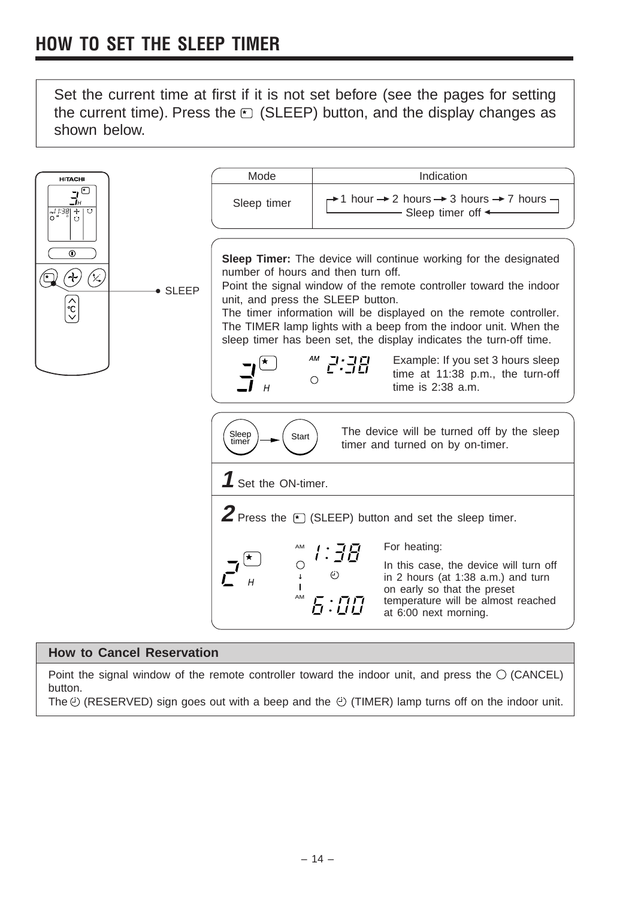# HOW TO SET THE SLEEP TIMER

Set the current time at first if it is not set before (see the pages for setting the current time). Press the (SLEEP) button, and the display changes as shown below.

SLEEP

| Mode | Indication |
| --- | --- |
| Sleep timer | → 1 hour → 2 hours → 3 hours → 7 hours → Sleep timer off → |

**Sleep Timer:** The device will continue working for the designated number of hours and then turn off.
Point the signal window of the remote controller toward the indoor unit, and press the SLEEP button.
The timer information will be displayed on the remote controller. The TIMER lamp lights with a beep from the indoor unit. When the sleep timer has been set, the display indicates the turn-off time.

3 H AM 2:38

Example: If you set 3 hours sleep time at 11:38 p.m., the turn-off time is 2:38 a.m.

Sleep timer → Start

The device will be turned off by the sleep timer and turned on by on-timer.

**1** Set the ON-timer.

**2** Press the (SLEEP) button and set the sleep timer.

2 H AM 1:38 → AM 6:00

For heating:

In this case, the device will turn off in 2 hours (at 1:38 a.m.) and turn on early so that the preset temperature will be almost reached at 6:00 next morning.

### How to Cancel Reservation

Point the signal window of the remote controller toward the indoor unit, and press the ○ (CANCEL) button.
The (RESERVED) sign goes out with a beep and the (TIMER) lamp turns off on the indoor unit.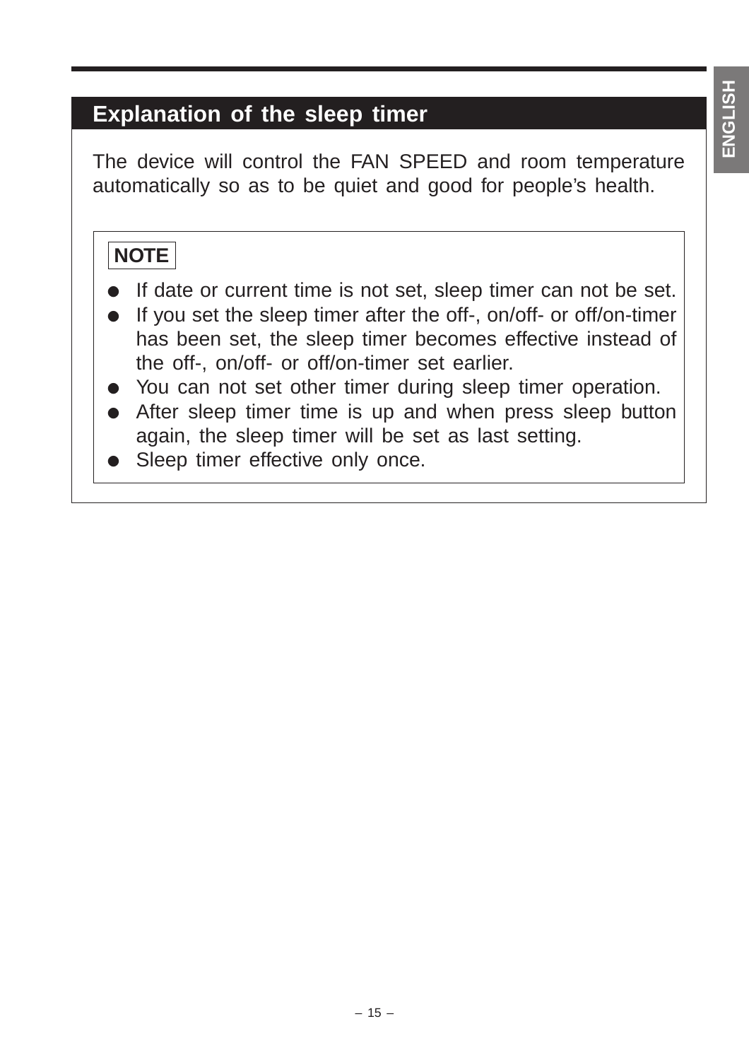## Explanation of the sleep timer

The device will control the FAN SPEED and room temperature automatically so as to be quiet and good for people's health.

**NOTE**

- If date or current time is not set, sleep timer can not be set.
- If you set the sleep timer after the off-, on/off- or off/on-timer has been set, the sleep timer becomes effective instead of the off-, on/off- or off/on-timer set earlier.
- You can not set other timer during sleep timer operation.
- After sleep timer time is up and when press sleep button again, the sleep timer will be set as last setting.
- Sleep timer effective only once.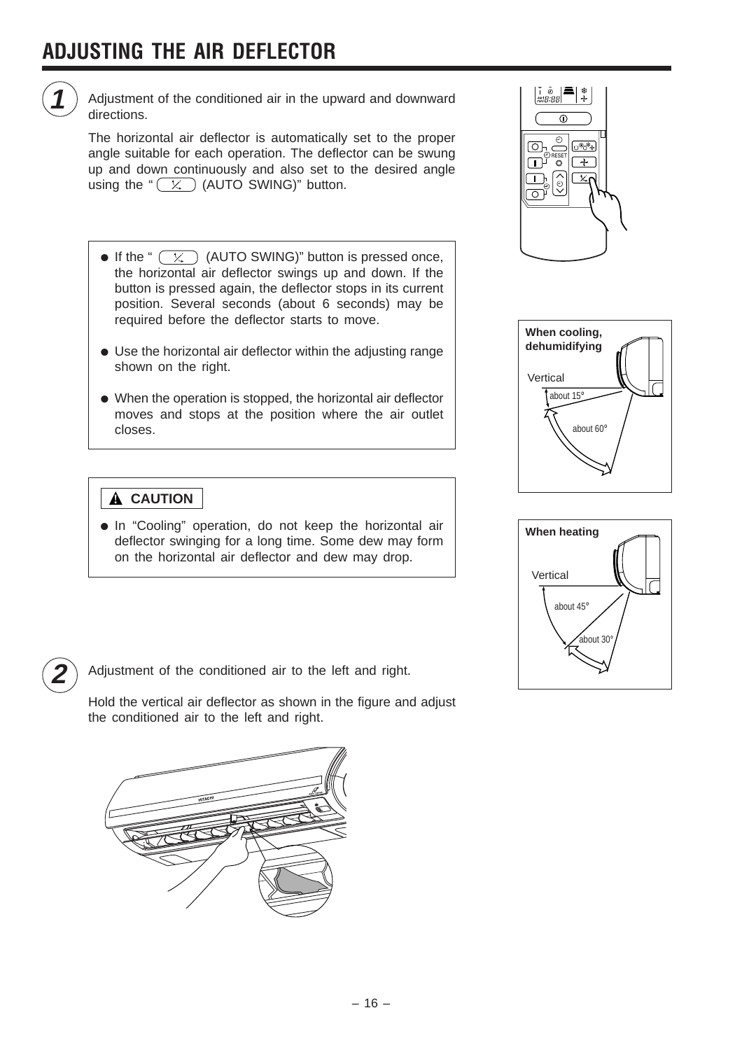# ADJUSTING THE AIR DEFLECTOR

**1** Adjustment of the conditioned air in the upward and downward directions.

The horizontal air deflector is automatically set to the proper angle suitable for each operation. The deflector can be swung up and down continuously and also set to the desired angle using the " (AUTO SWING)" button.

- If the " (AUTO SWING)" button is pressed once, the horizontal air deflector swings up and down. If the button is pressed again, the deflector stops in its current position. Several seconds (about 6 seconds) may be required before the deflector starts to move.
- Use the horizontal air deflector within the adjusting range shown on the right.
- When the operation is stopped, the horizontal air deflector moves and stops at the position where the air outlet closes.

**⚠ CAUTION**

- In "Cooling" operation, do not keep the horizontal air deflector swinging for a long time. Some dew may form on the horizontal air deflector and dew may drop.

**When cooling, dehumidifying**

Vertical
about 15°
about 60°

**When heating**

Vertical
about 45°
about 30°

**2** Adjustment of the conditioned air to the left and right.

Hold the vertical air deflector as shown in the figure and adjust the conditioned air to the left and right.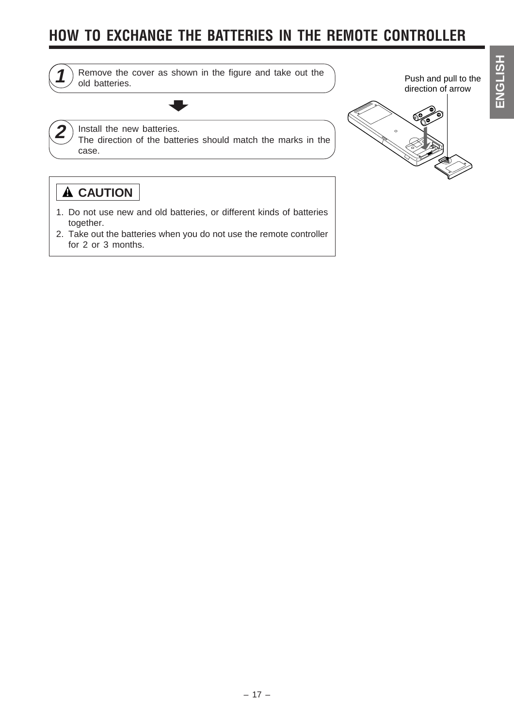# HOW TO EXCHANGE THE BATTERIES IN THE REMOTE CONTROLLER

**1** Remove the cover as shown in the figure and take out the old batteries.

**2** Install the new batteries.
The direction of the batteries should match the marks in the case.

Push and pull to the direction of arrow

## ⚠ CAUTION

1. Do not use new and old batteries, or different kinds of batteries together.
2. Take out the batteries when you do not use the remote controller for 2 or 3 months.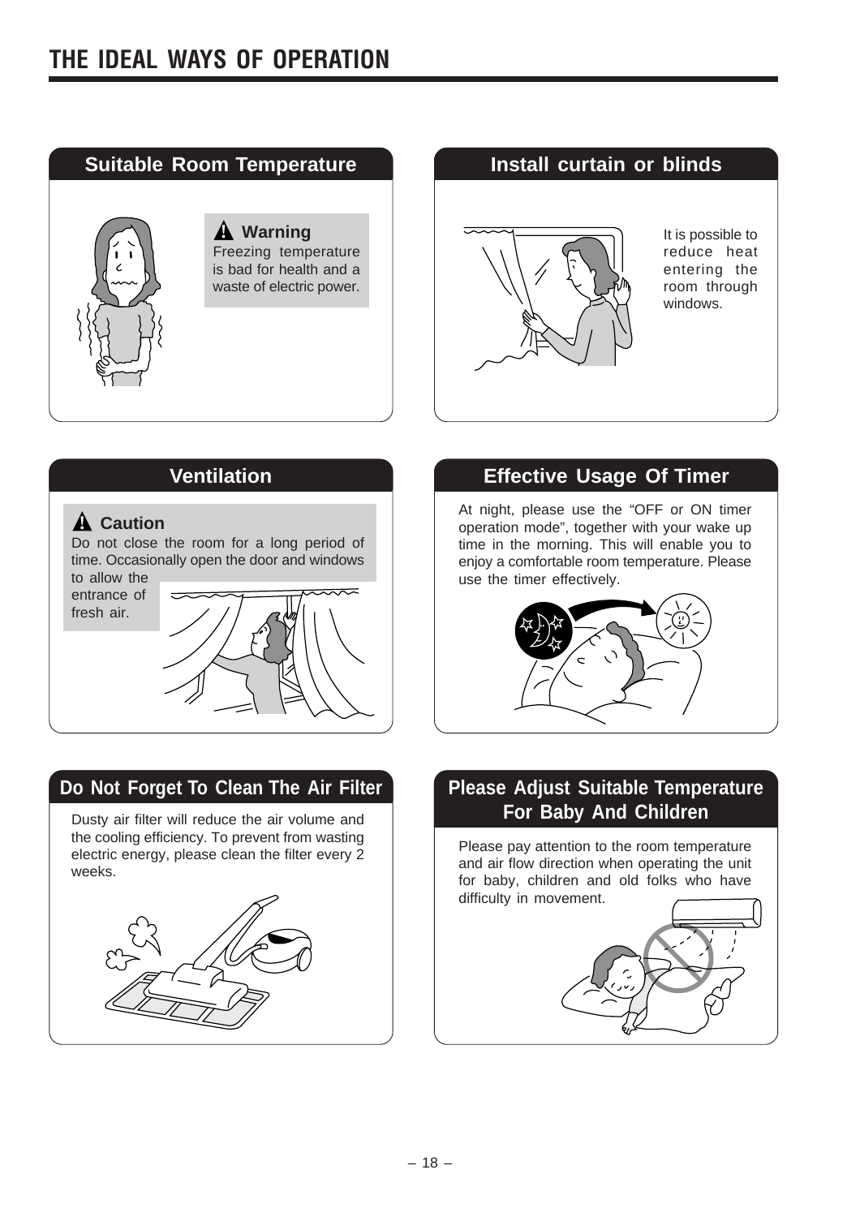# THE IDEAL WAYS OF OPERATION

## Suitable Room Temperature

**Warning**
Freezing temperature is bad for health and a waste of electric power.

## Install curtain or blinds

It is possible to reduce heat entering the room through windows.

## Ventilation

**Caution**
Do not close the room for a long period of time. Occasionally open the door and windows to allow the entrance of fresh air.

## Effective Usage Of Timer

At night, please use the "OFF or ON timer operation mode", together with your wake up time in the morning. This will enable you to enjoy a comfortable room temperature. Please use the timer effectively.

## Do Not Forget To Clean The Air Filter

Dusty air filter will reduce the air volume and the cooling efficiency. To prevent from wasting electric energy, please clean the filter every 2 weeks.

## Please Adjust Suitable Temperature For Baby And Children

Please pay attention to the room temperature and air flow direction when operating the unit for baby, children and old folks who have difficulty in movement.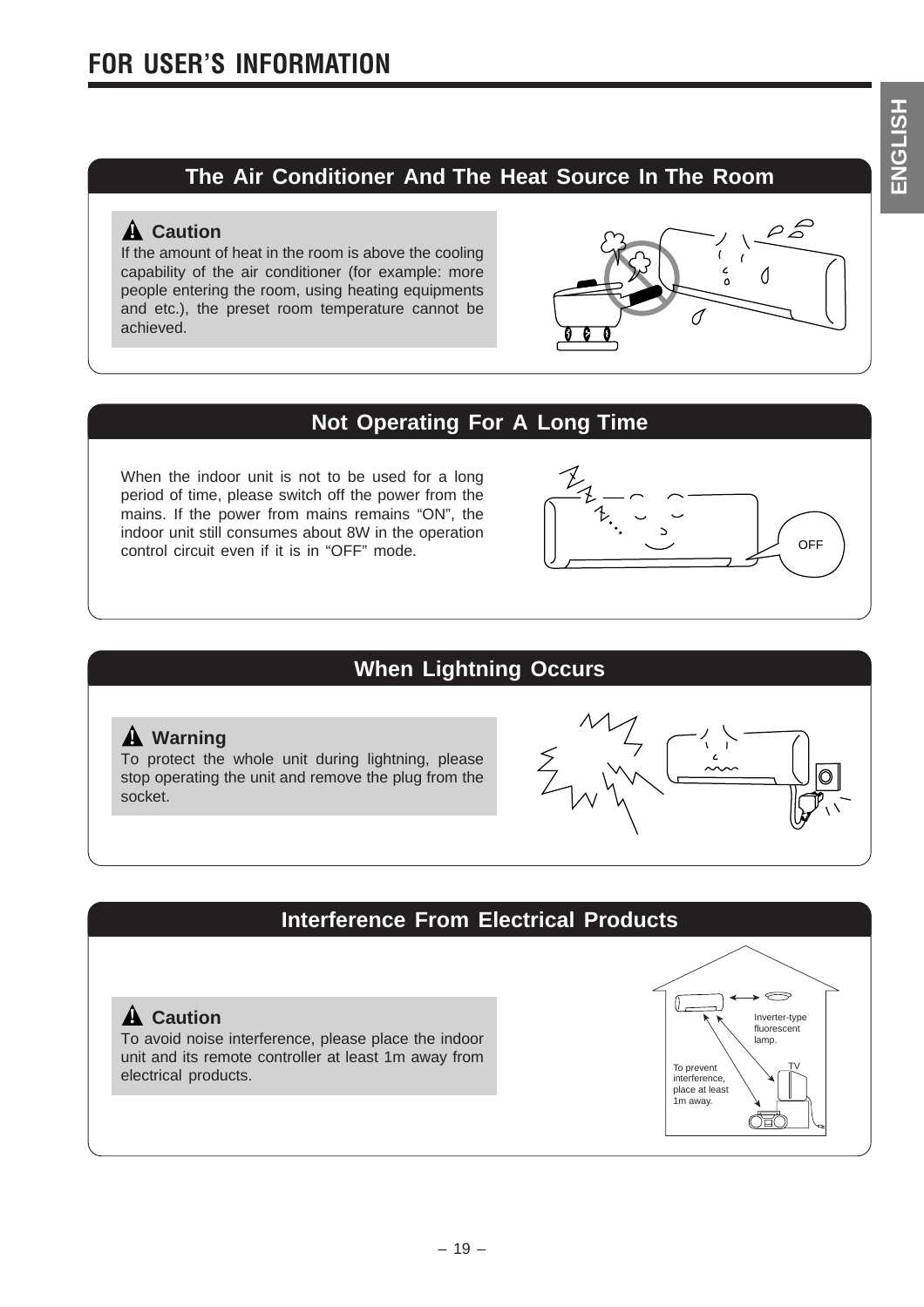# FOR USER'S INFORMATION

## The Air Conditioner And The Heat Source In The Room

**⚠ Caution**

If the amount of heat in the room is above the cooling capability of the air conditioner (for example: more people entering the room, using heating equipments and etc.), the preset room temperature cannot be achieved.

## Not Operating For A Long Time

When the indoor unit is not to be used for a long period of time, please switch off the power from the mains. If the power from mains remains "ON", the indoor unit still consumes about 8W in the operation control circuit even if it is in "OFF" mode.

## When Lightning Occurs

**⚠ Warning**

To protect the whole unit during lightning, please stop operating the unit and remove the plug from the socket.

## Interference From Electrical Products

**⚠ Caution**

To avoid noise interference, please place the indoor unit and its remote controller at least 1m away from electrical products.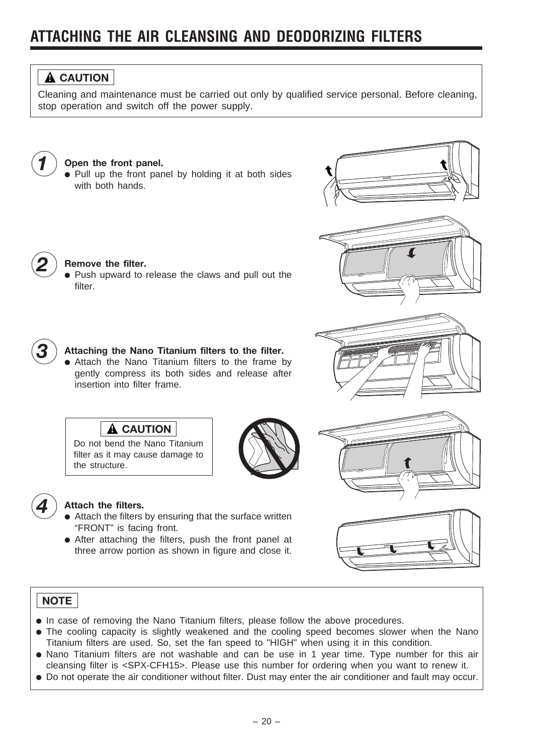# ATTACHING THE AIR CLEANSING AND DEODORIZING FILTERS

**⚠ CAUTION**

Cleaning and maintenance must be carried out only by qualified service personal. Before cleaning, stop operation and switch off the power supply.

**1 Open the front panel.**

- Pull up the front panel by holding it at both sides with both hands.

**2 Remove the filter.**

- Push upward to release the claws and pull out the filter.

**3 Attaching the Nano Titanium filters to the filter.**

- Attach the Nano Titanium filters to the frame by gently compress its both sides and release after insertion into filter frame.

**⚠ CAUTION**

Do not bend the Nano Titanium filter as it may cause damage to the structure.

**4 Attach the filters.**

- Attach the filters by ensuring that the surface written "FRONT" is facing front.
- After attaching the filters, push the front panel at three arrow portion as shown in figure and close it.

**NOTE**

- In case of removing the Nano Titanium filters, please follow the above procedures.
- The cooling capacity is slightly weakened and the cooling speed becomes slower when the Nano Titanium filters are used. So, set the fan speed to "HIGH" when using it in this condition.
- Nano Titanium filters are not washable and can be use in 1 year time. Type number for this air cleansing filter is <SPX-CFH15>. Please use this number for ordering when you want to renew it.
- Do not operate the air conditioner without filter. Dust may enter the air conditioner and fault may occur.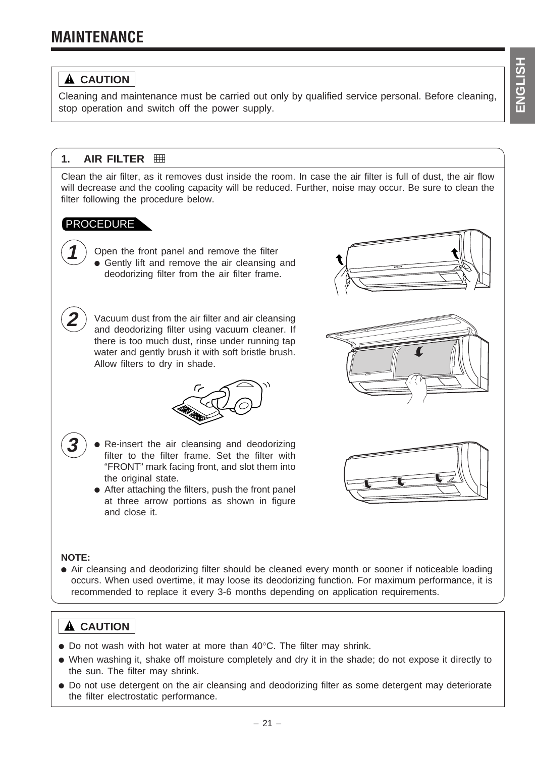# MAINTENANCE

**⚠ CAUTION**

Cleaning and maintenance must be carried out only by qualified service personal. Before cleaning, stop operation and switch off the power supply.

## 1. AIR FILTER

Clean the air filter, as it removes dust inside the room. In case the air filter is full of dust, the air flow will decrease and the cooling capacity will be reduced. Further, noise may occur. Be sure to clean the filter following the procedure below.

**PROCEDURE**

**1** Open the front panel and remove the filter
- Gently lift and remove the air cleansing and deodorizing filter from the air filter frame.

**2** Vacuum dust from the air filter and air cleansing and deodorizing filter using vacuum cleaner. If there is too much dust, rinse under running tap water and gently brush it with soft bristle brush. Allow filters to dry in shade.

**3**
- Re-insert the air cleansing and deodorizing filter to the filter frame. Set the filter with "FRONT" mark facing front, and slot them into the original state.
- After attaching the filters, push the front panel at three arrow portions as shown in figure and close it.

**NOTE:**
- Air cleansing and deodorizing filter should be cleaned every month or sooner if noticeable loading occurs. When used overtime, it may loose its deodorizing function. For maximum performance, it is recommended to replace it every 3-6 months depending on application requirements.

**⚠ CAUTION**

- Do not wash with hot water at more than 40°C. The filter may shrink.
- When washing it, shake off moisture completely and dry it in the shade; do not expose it directly to the sun. The filter may shrink.
- Do not use detergent on the air cleansing and deodorizing filter as some detergent may deteriorate the filter electrostatic performance.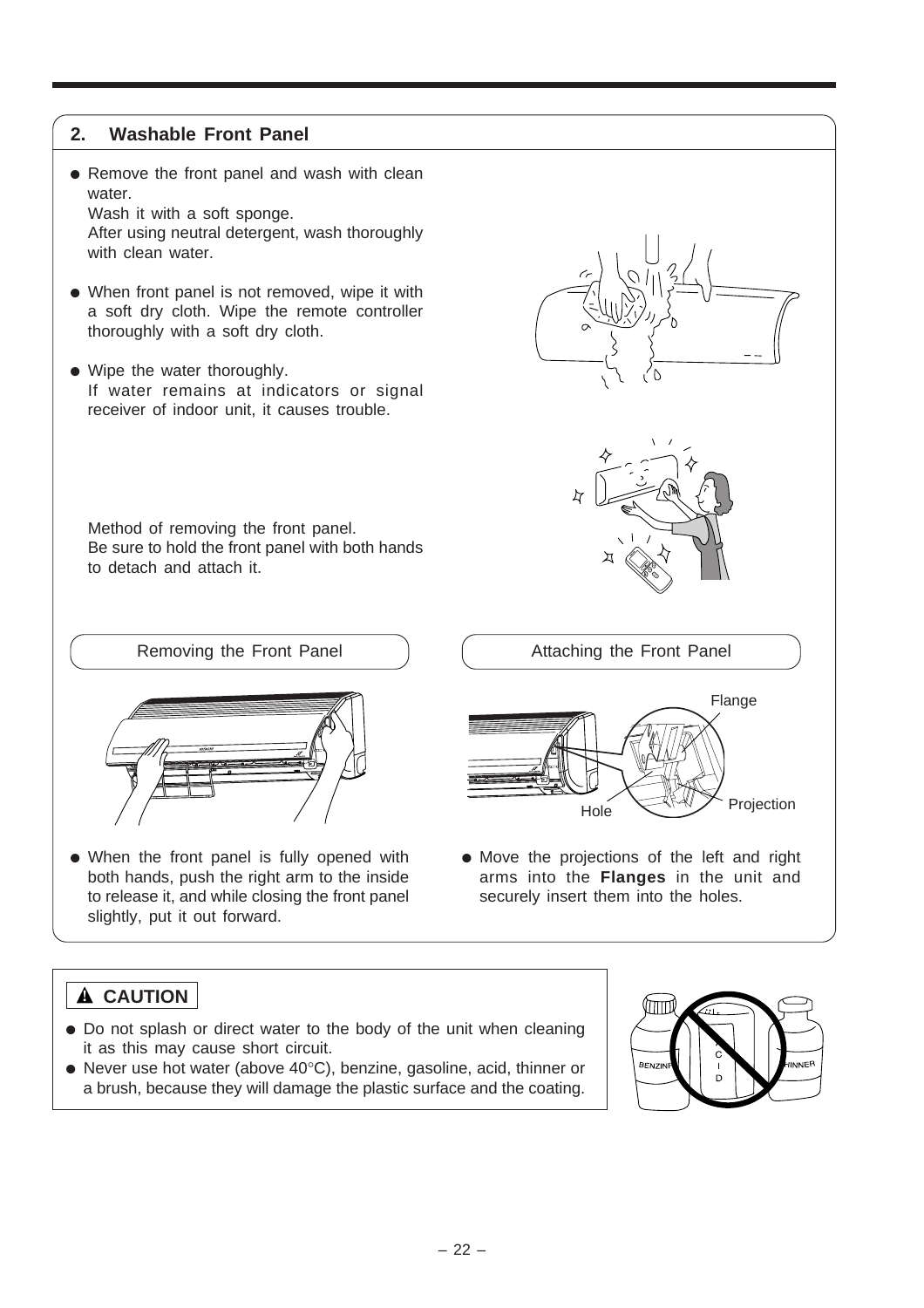## 2. Washable Front Panel

- Remove the front panel and wash with clean water.
  Wash it with a soft sponge.
  After using neutral detergent, wash thoroughly with clean water.
- When front panel is not removed, wipe it with a soft dry cloth. Wipe the remote controller thoroughly with a soft dry cloth.
- Wipe the water thoroughly.
  If water remains at indicators or signal receiver of indoor unit, it causes trouble.

Method of removing the front panel.
Be sure to hold the front panel with both hands to detach and attach it.

### Removing the Front Panel

- When the front panel is fully opened with both hands, push the right arm to the inside to release it, and while closing the front panel slightly, put it out forward.

### Attaching the Front Panel

Flange

Hole

Projection

- Move the projections of the left and right arms into the **Flanges** in the unit and securely insert them into the holes.

### ⚠ CAUTION

- Do not splash or direct water to the body of the unit when cleaning it as this may cause short circuit.
- Never use hot water (above 40°C), benzine, gasoline, acid, thinner or a brush, because they will damage the plastic surface and the coating.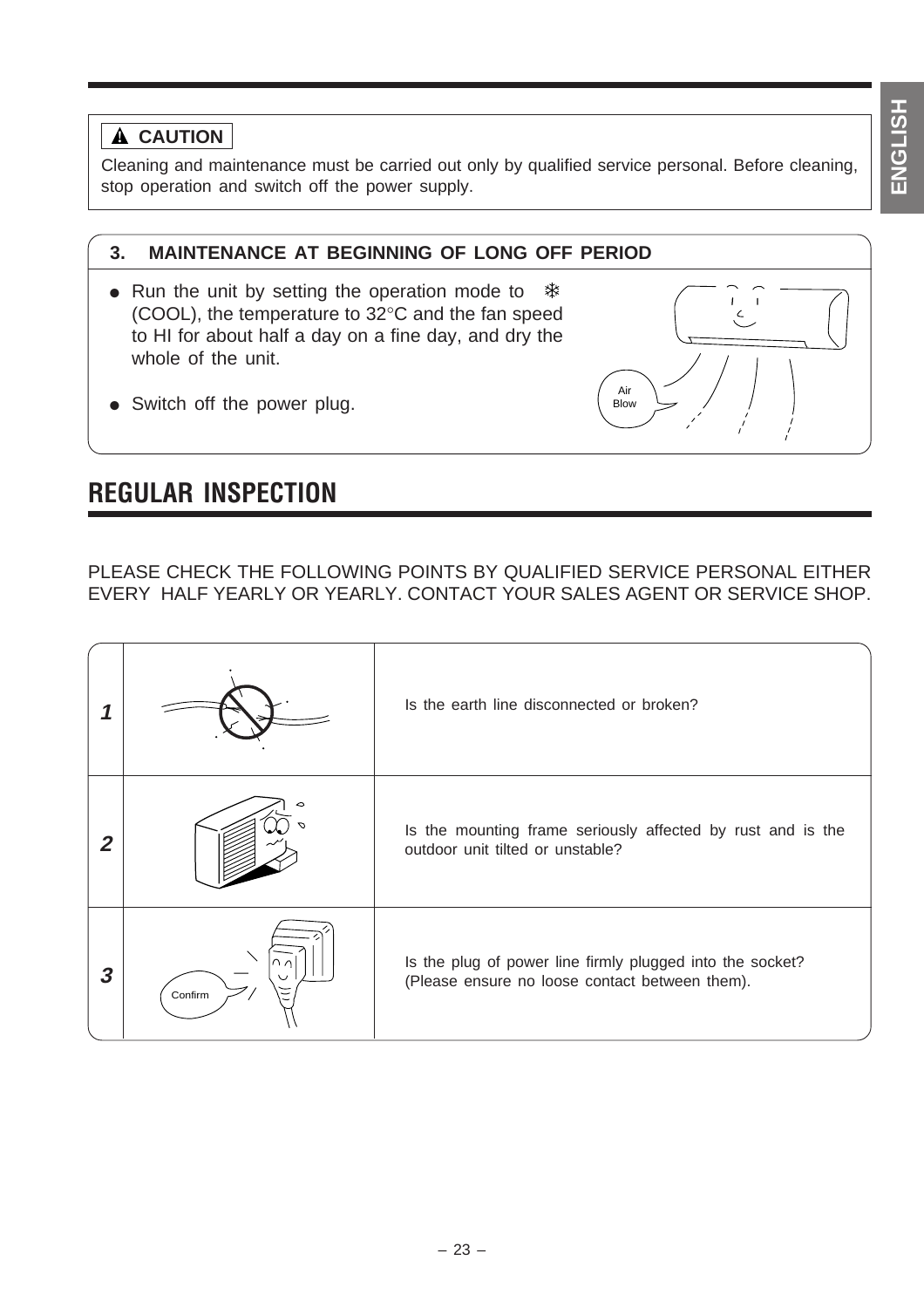**⚠ CAUTION**

Cleaning and maintenance must be carried out only by qualified service personal. Before cleaning, stop operation and switch off the power supply.

### 3. MAINTENANCE AT BEGINNING OF LONG OFF PERIOD

- Run the unit by setting the operation mode to ❄ (COOL), the temperature to 32°C and the fan speed to HI for about half a day on a fine day, and dry the whole of the unit.
- Switch off the power plug.

Air Blow

## REGULAR INSPECTION

PLEASE CHECK THE FOLLOWING POINTS BY QUALIFIED SERVICE PERSONAL EITHER EVERY HALF YEARLY OR YEARLY. CONTACT YOUR SALES AGENT OR SERVICE SHOP.

| | | |
|---|---|---|
| 1 | | Is the earth line disconnected or broken? |
| 2 | | Is the mounting frame seriously affected by rust and is the outdoor unit tilted or unstable? |
| 3 | Confirm | Is the plug of power line firmly plugged into the socket? (Please ensure no loose contact between them). |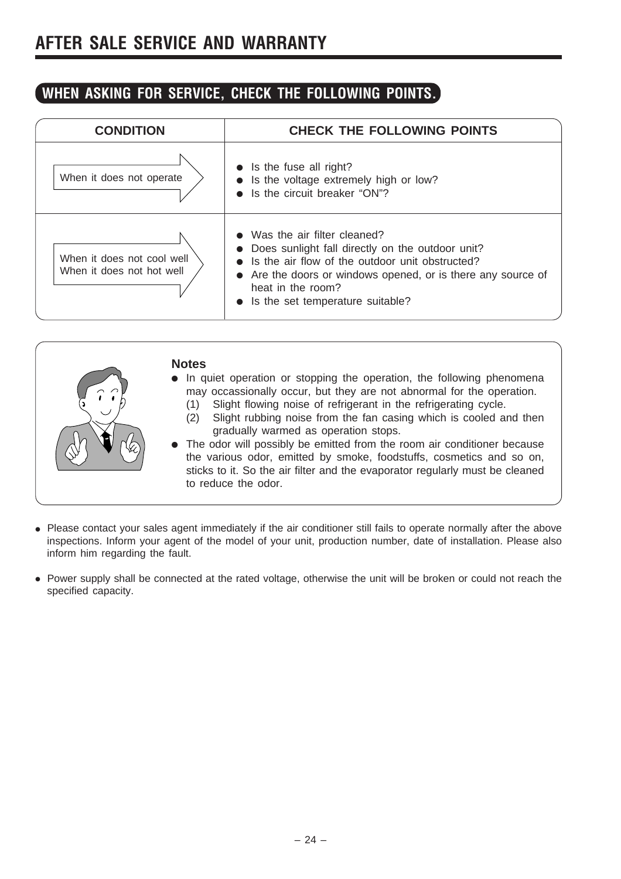# AFTER SALE SERVICE AND WARRANTY

## WHEN ASKING FOR SERVICE, CHECK THE FOLLOWING POINTS.

| CONDITION | CHECK THE FOLLOWING POINTS |
| --- | --- |
| When it does not operate | ● Is the fuse all right?<br>● Is the voltage extremely high or low?<br>● Is the circuit breaker "ON"? |
| When it does not cool well<br>When it does not hot well | ● Was the air filter cleaned?<br>● Does sunlight fall directly on the outdoor unit?<br>● Is the air flow of the outdoor unit obstructed?<br>● Are the doors or windows opened, or is there any source of heat in the room?<br>● Is the set temperature suitable? |

**Notes**

- In quiet operation or stopping the operation, the following phenomena may occassionally occur, but they are not abnormal for the operation.
  (1) Slight flowing noise of refrigerant in the refrigerating cycle.
  (2) Slight rubbing noise from the fan casing which is cooled and then gradually warmed as operation stops.
- The odor will possibly be emitted from the room air conditioner because the various odor, emitted by smoke, foodstuffs, cosmetics and so on, sticks to it. So the air filter and the evaporator regularly must be cleaned to reduce the odor.

- Please contact your sales agent immediately if the air conditioner still fails to operate normally after the above inspections. Inform your agent of the model of your unit, production number, date of installation. Please also inform him regarding the fault.
- Power supply shall be connected at the rated voltage, otherwise the unit will be broken or could not reach the specified capacity.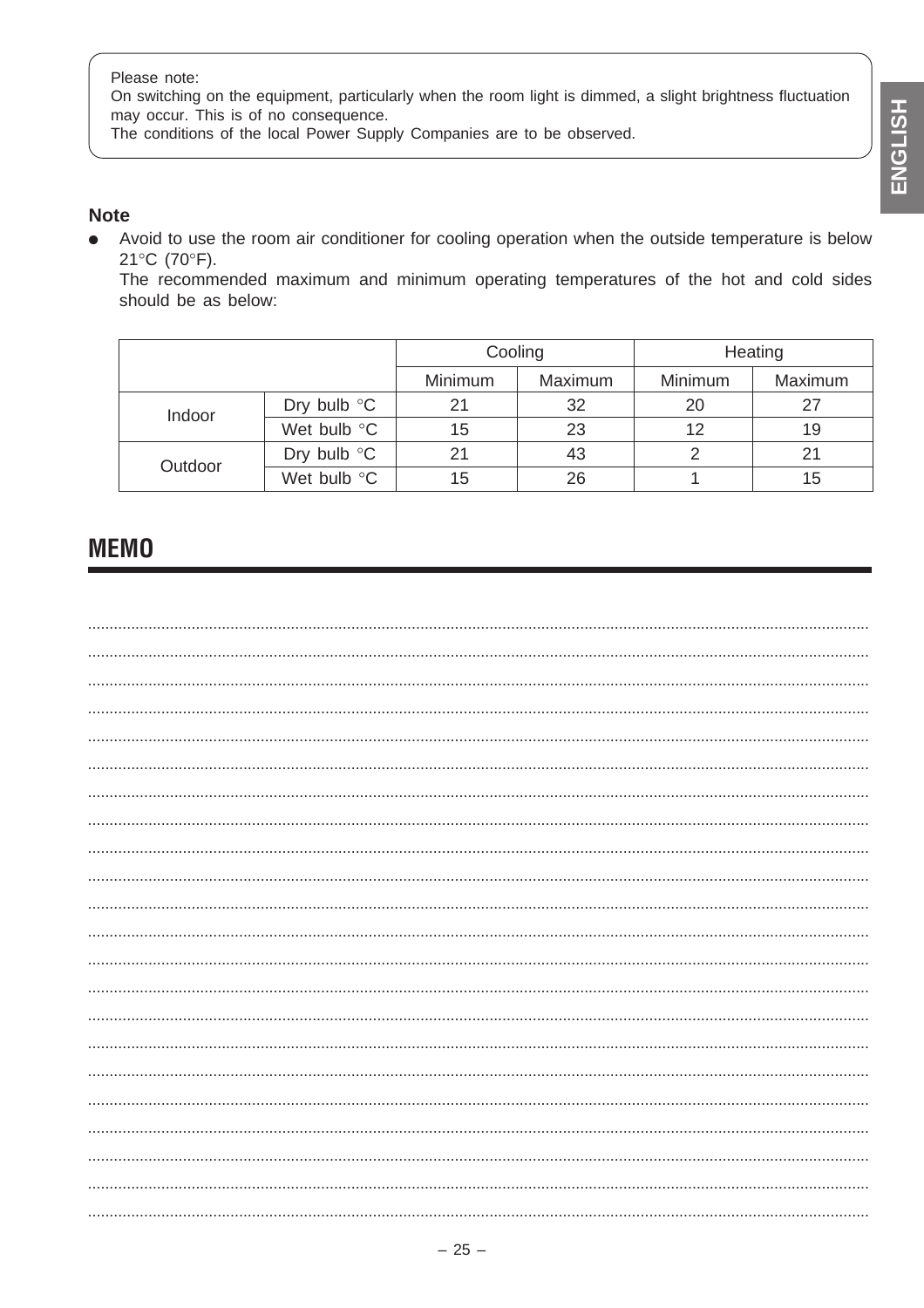Please note:
On switching on the equipment, particularly when the room light is dimmed, a slight brightness fluctuation may occur. This is of no consequence.
The conditions of the local Power Supply Companies are to be observed.

**Note**

- Avoid to use the room air conditioner for cooling operation when the outside temperature is below 21°C (70°F).
  The recommended maximum and minimum operating temperatures of the hot and cold sides should be as below:

| | | Cooling | | Heating | |
|---|---|---|---|---|---|
| | | Minimum | Maximum | Minimum | Maximum |
| Indoor | Dry bulb °C | 21 | 32 | 20 | 27 |
| | Wet bulb °C | 15 | 23 | 12 | 19 |
| Outdoor | Dry bulb °C | 21 | 43 | 2 | 21 |
| | Wet bulb °C | 15 | 26 | 1 | 15 |

## MEMO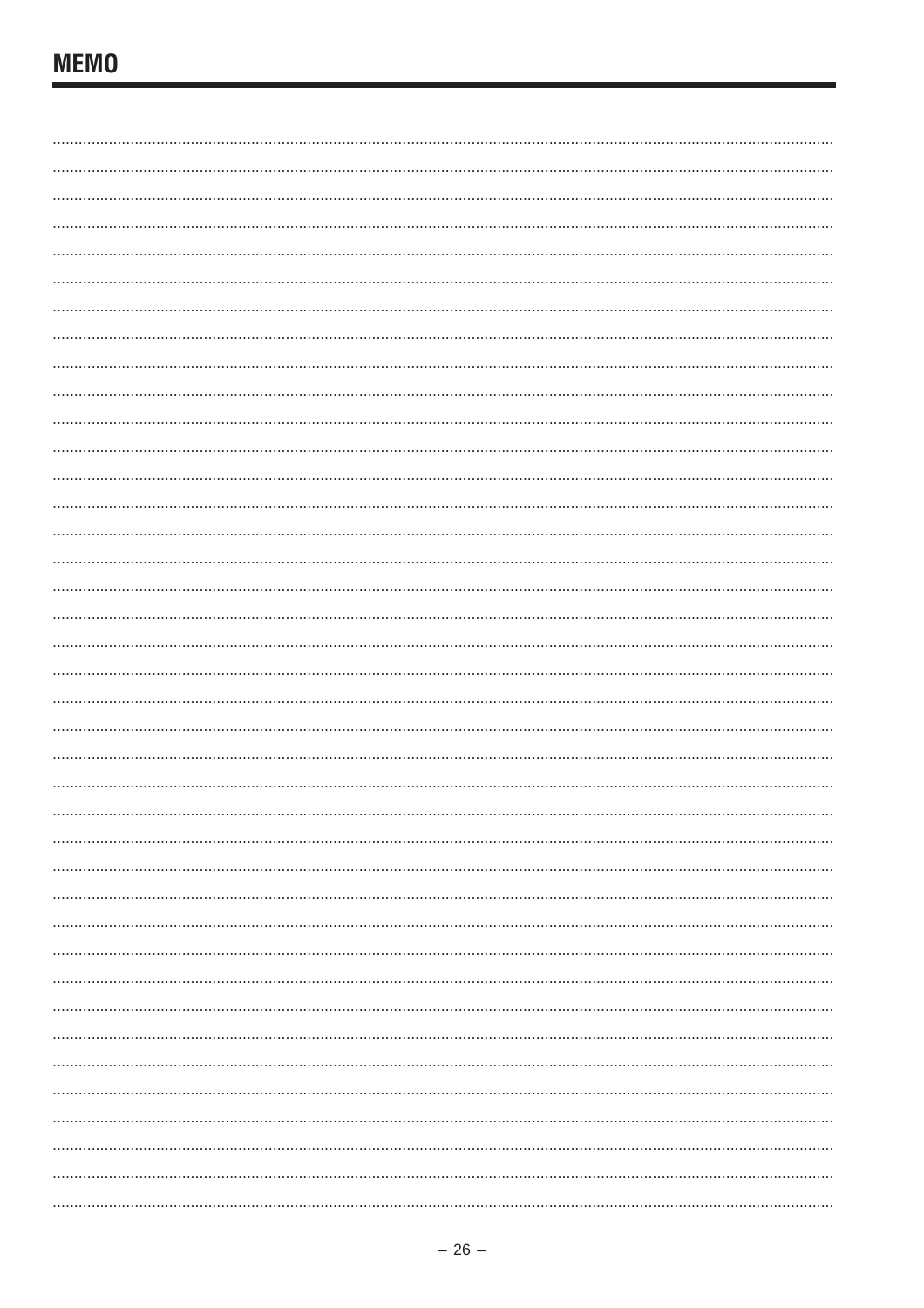# MEMO